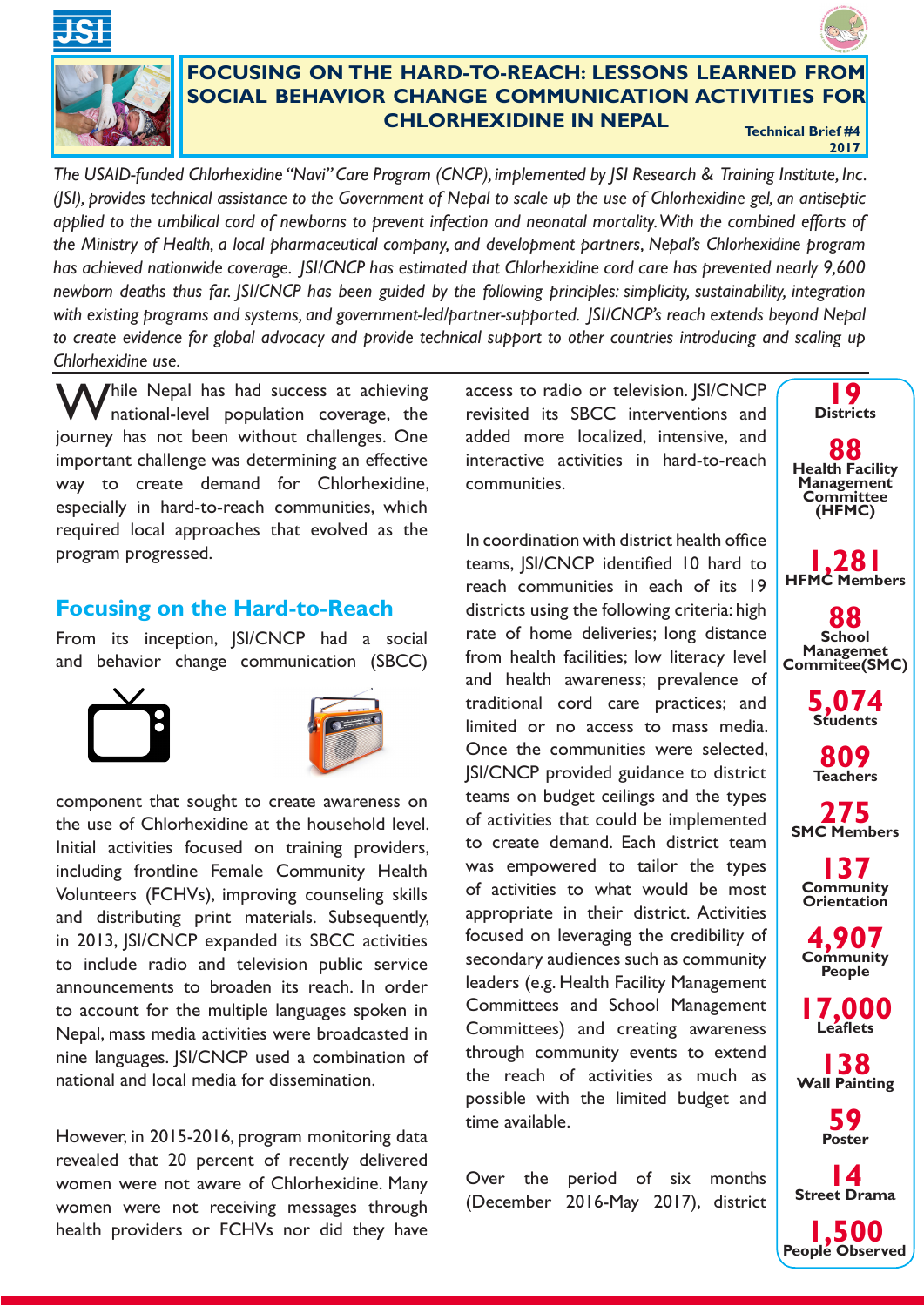# FOCUSING ON THE HARD-TO-REACH: LESSONS LEARNED FROM SOCIAL BEHAVIOR CHANGE COMMUNICATION ACTIVITIES FOR CHLORHEXIDINE IN NEPAL

**Technical Brief #4**
**2017**

*The USAID-funded Chlorhexidine "Navi" Care Program (CNCP), implemented by JSI Research & Training Institute, Inc. (JSI), provides technical assistance to the Government of Nepal to scale up the use of Chlorhexidine gel, an antiseptic applied to the umbilical cord of newborns to prevent infection and neonatal mortality. With the combined efforts of the Ministry of Health, a local pharmaceutical company, and development partners, Nepal's Chlorhexidine program has achieved nationwide coverage. JSI/CNCP has estimated that Chlorhexidine cord care has prevented nearly 9,600 newborn deaths thus far. JSI/CNCP has been guided by the following principles: simplicity, sustainability, integration with existing programs and systems, and government-led/partner-supported. JSI/CNCP's reach extends beyond Nepal to create evidence for global advocacy and provide technical support to other countries introducing and scaling up Chlorhexidine use.*

While Nepal has had success at achieving national-level population coverage, the journey has not been without challenges. One important challenge was determining an effective way to create demand for Chlorhexidine, especially in hard-to-reach communities, which required local approaches that evolved as the program progressed.

## Focusing on the Hard-to-Reach

From its inception, JSI/CNCP had a social and behavior change communication (SBCC) component that sought to create awareness on the use of Chlorhexidine at the household level. Initial activities focused on training providers, including frontline Female Community Health Volunteers (FCHVs), improving counseling skills and distributing print materials. Subsequently, in 2013, JSI/CNCP expanded its SBCC activities to include radio and television public service announcements to broaden its reach. In order to account for the multiple languages spoken in Nepal, mass media activities were broadcasted in nine languages. JSI/CNCP used a combination of national and local media for dissemination.

However, in 2015-2016, program monitoring data revealed that 20 percent of recently delivered women were not aware of Chlorhexidine. Many women were not receiving messages through health providers or FCHVs nor did they have access to radio or television. JSI/CNCP revisited its SBCC interventions and added more localized, intensive, and interactive activities in hard-to-reach communities.

In coordination with district health office teams, JSI/CNCP identified 10 hard to reach communities in each of its 19 districts using the following criteria: high rate of home deliveries; long distance from health facilities; low literacy level and health awareness; prevalence of traditional cord care practices; and limited or no access to mass media. Once the communities were selected, JSI/CNCP provided guidance to district teams on budget ceilings and the types of activities that could be implemented to create demand. Each district team was empowered to tailor the types of activities to what would be most appropriate in their district. Activities focused on leveraging the credibility of secondary audiences such as community leaders (e.g. Health Facility Management Committees and School Management Committees) and creating awareness through community events to extend the reach of activities as much as possible with the limited budget and time available.

Over the period of six months (December 2016-May 2017), district

**19** Districts

**88** Health Facility Management Committee (HFMC)

**1,281** HFMC Members

**88** School Managemet Commitee(SMC)

**5,074** Students

**809** Teachers

**275** SMC Members

**137** Community Orientation

**4,907** Community People

**17,000** Leaflets

**138** Wall Painting

**59** Poster

**14** Street Drama

**1,500** People Observed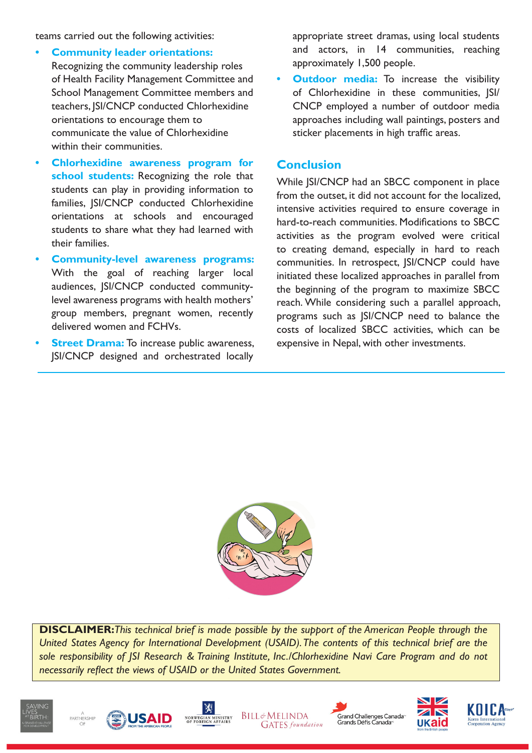teams carried out the following activities:

- **Community leader orientations:** Recognizing the community leadership roles of Health Facility Management Committee and School Management Committee members and teachers, JSI/CNCP conducted Chlorhexidine orientations to encourage them to communicate the value of Chlorhexidine within their communities.
- **Chlorhexidine awareness program for school students:** Recognizing the role that students can play in providing information to families, JSI/CNCP conducted Chlorhexidine orientations at schools and encouraged students to share what they had learned with their families.
- **Community-level awareness programs:** With the goal of reaching larger local audiences, JSI/CNCP conducted community-level awareness programs with health mothers' group members, pregnant women, recently delivered women and FCHVs.
- **Street Drama:** To increase public awareness, JSI/CNCP designed and orchestrated locally appropriate street dramas, using local students and actors, in 14 communities, reaching approximately 1,500 people.
- **Outdoor media:** To increase the visibility of Chlorhexidine in these communities, JSI/CNCP employed a number of outdoor media approaches including wall paintings, posters and sticker placements in high traffic areas.

## Conclusion

While JSI/CNCP had an SBCC component in place from the outset, it did not account for the localized, intensive activities required to ensure coverage in hard-to-reach communities. Modifications to SBCC activities as the program evolved were critical to creating demand, especially in hard to reach communities. In retrospect, JSI/CNCP could have initiated these localized approaches in parallel from the beginning of the program to maximize SBCC reach. While considering such a parallel approach, programs such as JSI/CNCP need to balance the costs of localized SBCC activities, which can be expensive in Nepal, with other investments.

**DISCLAIMER:** *This technical brief is made possible by the support of the American People through the United States Agency for International Development (USAID). The contents of this technical brief are the sole responsibility of JSI Research & Training Institute, Inc./Chlorhexidine Navi Care Program and do not necessarily reflect the views of USAID or the United States Government.*